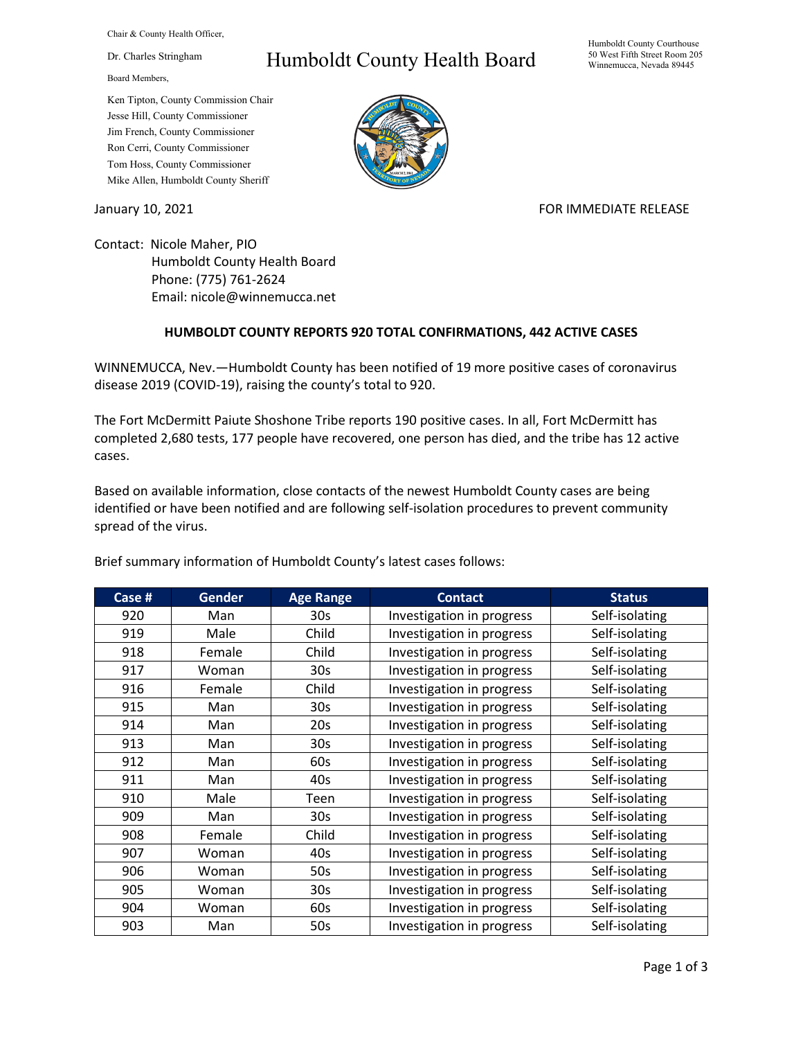Chair & County Health Officer,

Dr. Charles Stringham

Board Members,

Ken Tipton, County Commission Chair
Jesse Hill, County Commissioner
Jim French, County Commissioner
Ron Cerri, County Commissioner
Tom Hoss, County Commissioner
Mike Allen, Humboldt County Sheriff

# Humboldt County Health Board

Humboldt County Courthouse
50 West Fifth Street Room 205
Winnemucca, Nevada 89445

January 10, 2021

FOR IMMEDIATE RELEASE

Contact: Nicole Maher, PIO
Humboldt County Health Board
Phone: (775) 761-2624
Email: nicole@winnemucca.net

**HUMBOLDT COUNTY REPORTS 920 TOTAL CONFIRMATIONS, 442 ACTIVE CASES**

WINNEMUCCA, Nev.—Humboldt County has been notified of 19 more positive cases of coronavirus disease 2019 (COVID-19), raising the county's total to 920.

The Fort McDermitt Paiute Shoshone Tribe reports 190 positive cases. In all, Fort McDermitt has completed 2,680 tests, 177 people have recovered, one person has died, and the tribe has 12 active cases.

Based on available information, close contacts of the newest Humboldt County cases are being identified or have been notified and are following self-isolation procedures to prevent community spread of the virus.

Brief summary information of Humboldt County's latest cases follows:

| Case # | Gender | Age Range | Contact | Status |
|---|---|---|---|---|
| 920 | Man | 30s | Investigation in progress | Self-isolating |
| 919 | Male | Child | Investigation in progress | Self-isolating |
| 918 | Female | Child | Investigation in progress | Self-isolating |
| 917 | Woman | 30s | Investigation in progress | Self-isolating |
| 916 | Female | Child | Investigation in progress | Self-isolating |
| 915 | Man | 30s | Investigation in progress | Self-isolating |
| 914 | Man | 20s | Investigation in progress | Self-isolating |
| 913 | Man | 30s | Investigation in progress | Self-isolating |
| 912 | Man | 60s | Investigation in progress | Self-isolating |
| 911 | Man | 40s | Investigation in progress | Self-isolating |
| 910 | Male | Teen | Investigation in progress | Self-isolating |
| 909 | Man | 30s | Investigation in progress | Self-isolating |
| 908 | Female | Child | Investigation in progress | Self-isolating |
| 907 | Woman | 40s | Investigation in progress | Self-isolating |
| 906 | Woman | 50s | Investigation in progress | Self-isolating |
| 905 | Woman | 30s | Investigation in progress | Self-isolating |
| 904 | Woman | 60s | Investigation in progress | Self-isolating |
| 903 | Man | 50s | Investigation in progress | Self-isolating |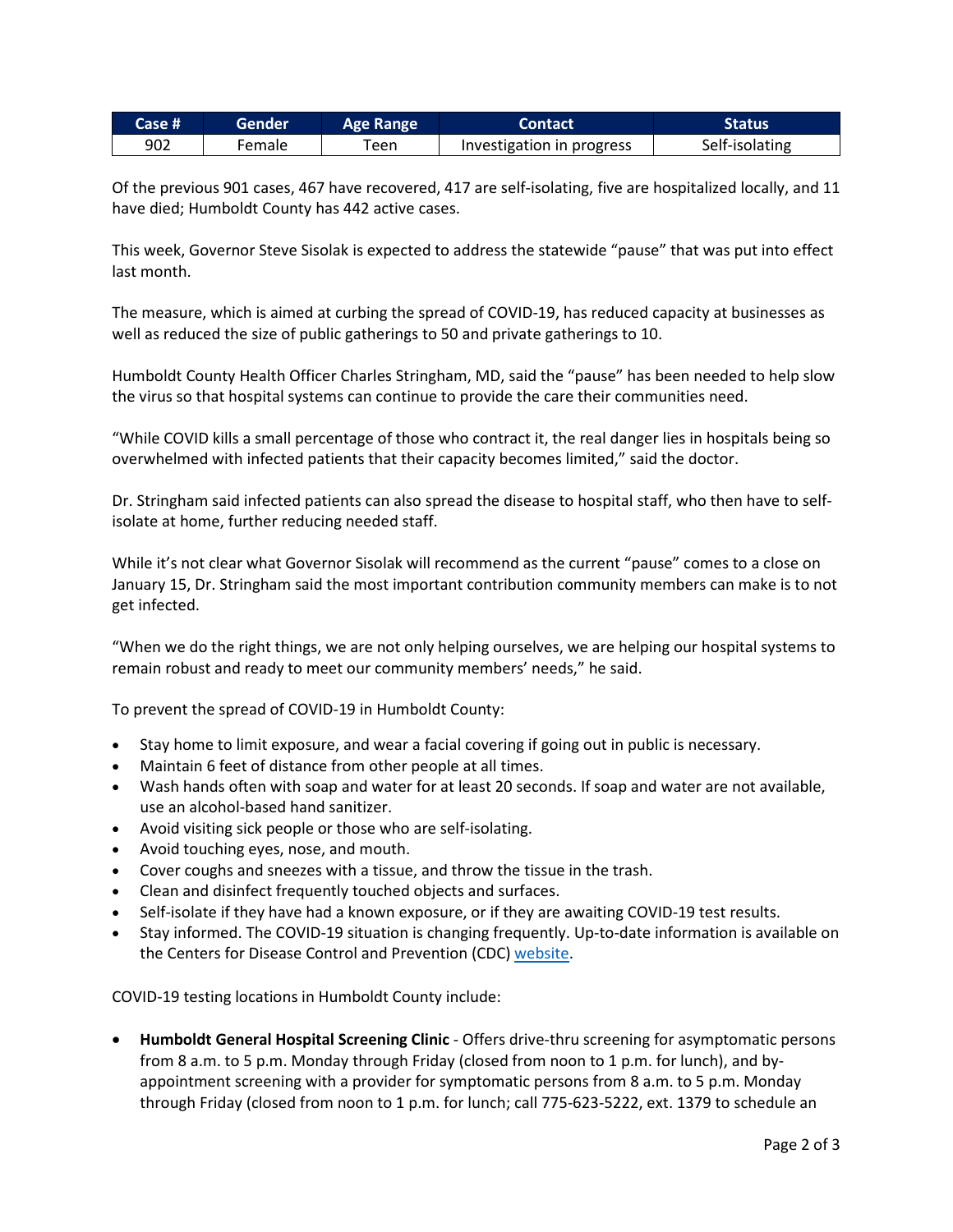| Case # | Gender | Age Range | Contact | Status |
| --- | --- | --- | --- | --- |
| 902 | Female | Teen | Investigation in progress | Self-isolating |

Of the previous 901 cases, 467 have recovered, 417 are self-isolating, five are hospitalized locally, and 11 have died; Humboldt County has 442 active cases.

This week, Governor Steve Sisolak is expected to address the statewide "pause" that was put into effect last month.

The measure, which is aimed at curbing the spread of COVID-19, has reduced capacity at businesses as well as reduced the size of public gatherings to 50 and private gatherings to 10.

Humboldt County Health Officer Charles Stringham, MD, said the "pause" has been needed to help slow the virus so that hospital systems can continue to provide the care their communities need.

"While COVID kills a small percentage of those who contract it, the real danger lies in hospitals being so overwhelmed with infected patients that their capacity becomes limited," said the doctor.

Dr. Stringham said infected patients can also spread the disease to hospital staff, who then have to self-isolate at home, further reducing needed staff.

While it's not clear what Governor Sisolak will recommend as the current "pause" comes to a close on January 15, Dr. Stringham said the most important contribution community members can make is to not get infected.

"When we do the right things, we are not only helping ourselves, we are helping our hospital systems to remain robust and ready to meet our community members' needs," he said.

To prevent the spread of COVID-19 in Humboldt County:

- Stay home to limit exposure, and wear a facial covering if going out in public is necessary.
- Maintain 6 feet of distance from other people at all times.
- Wash hands often with soap and water for at least 20 seconds. If soap and water are not available, use an alcohol-based hand sanitizer.
- Avoid visiting sick people or those who are self-isolating.
- Avoid touching eyes, nose, and mouth.
- Cover coughs and sneezes with a tissue, and throw the tissue in the trash.
- Clean and disinfect frequently touched objects and surfaces.
- Self-isolate if they have had a known exposure, or if they are awaiting COVID-19 test results.
- Stay informed. The COVID-19 situation is changing frequently. Up-to-date information is available on the Centers for Disease Control and Prevention (CDC) website.

COVID-19 testing locations in Humboldt County include:

- **Humboldt General Hospital Screening Clinic** - Offers drive-thru screening for asymptomatic persons from 8 a.m. to 5 p.m. Monday through Friday (closed from noon to 1 p.m. for lunch), and by-appointment screening with a provider for symptomatic persons from 8 a.m. to 5 p.m. Monday through Friday (closed from noon to 1 p.m. for lunch; call 775-623-5222, ext. 1379 to schedule an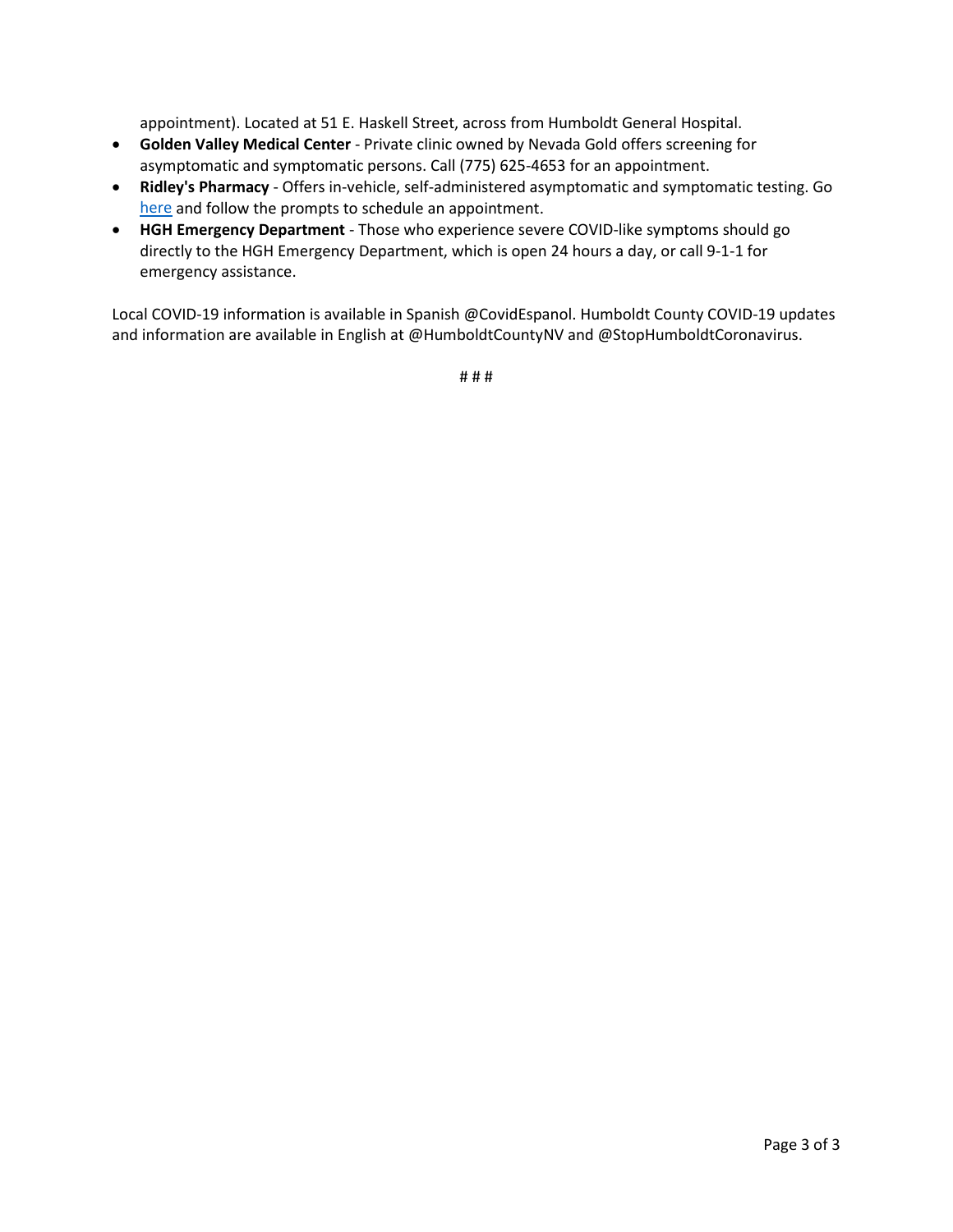appointment). Located at 51 E. Haskell Street, across from Humboldt General Hospital.

- **Golden Valley Medical Center** - Private clinic owned by Nevada Gold offers screening for asymptomatic and symptomatic persons. Call (775) 625-4653 for an appointment.
- **Ridley's Pharmacy** - Offers in-vehicle, self-administered asymptomatic and symptomatic testing. Go here and follow the prompts to schedule an appointment.
- **HGH Emergency Department** - Those who experience severe COVID-like symptoms should go directly to the HGH Emergency Department, which is open 24 hours a day, or call 9-1-1 for emergency assistance.

Local COVID-19 information is available in Spanish @CovidEspanol. Humboldt County COVID-19 updates and information are available in English at @HumboldtCountyNV and @StopHumboldtCoronavirus.

# # #